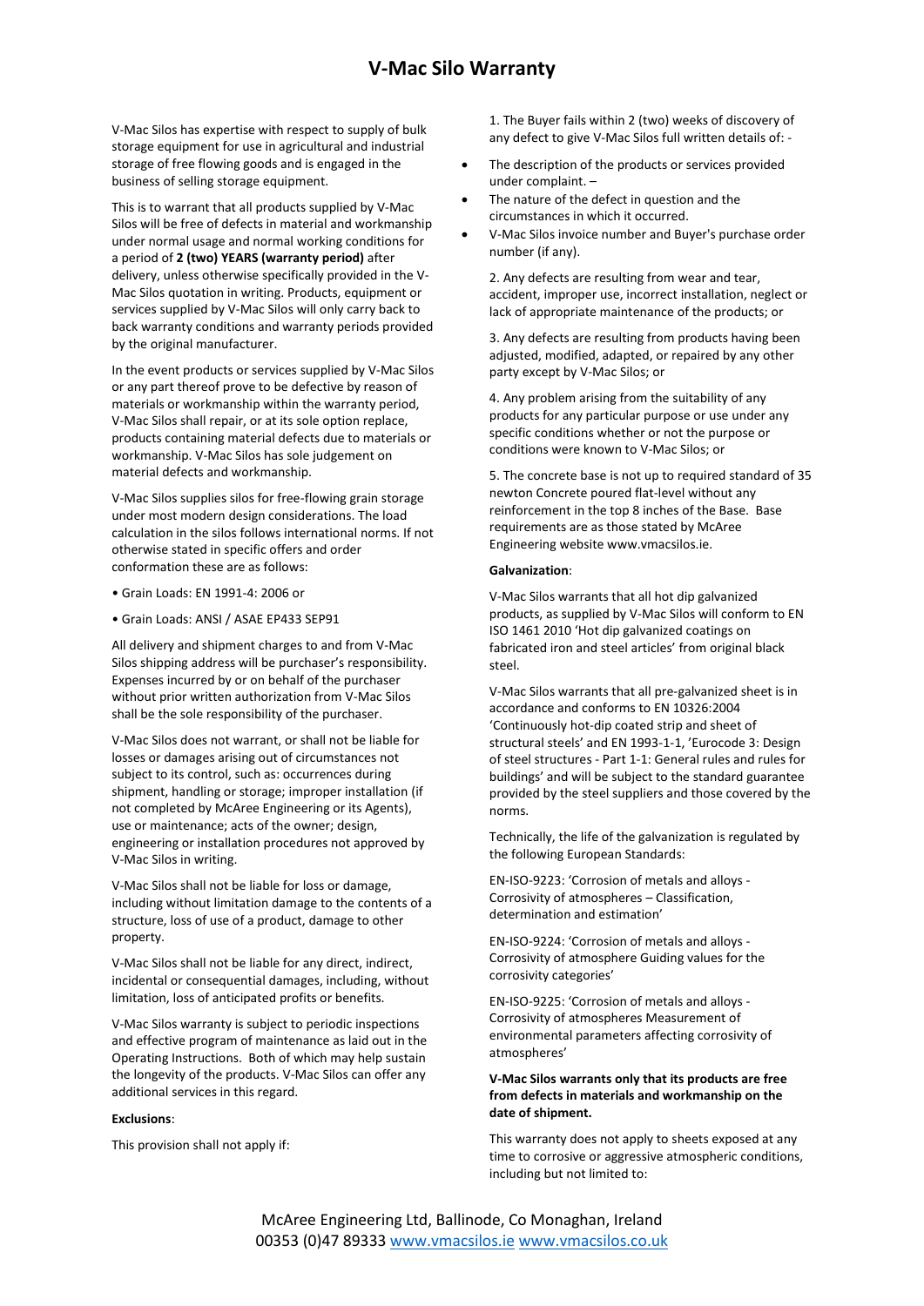# V-Mac Silo Warranty

V-Mac Silos has expertise with respect to supply of bulk storage equipment for use in agricultural and industrial storage of free flowing goods and is engaged in the business of selling storage equipment.

This is to warrant that all products supplied by V-Mac Silos will be free of defects in material and workmanship under normal usage and normal working conditions for a period of **2 (two) YEARS (warranty period)** after delivery, unless otherwise specifically provided in the V-Mac Silos quotation in writing. Products, equipment or services supplied by V-Mac Silos will only carry back to back warranty conditions and warranty periods provided by the original manufacturer.

In the event products or services supplied by V-Mac Silos or any part thereof prove to be defective by reason of materials or workmanship within the warranty period, V-Mac Silos shall repair, or at its sole option replace, products containing material defects due to materials or workmanship. V-Mac Silos has sole judgement on material defects and workmanship.

V-Mac Silos supplies silos for free-flowing grain storage under most modern design considerations. The load calculation in the silos follows international norms. If not otherwise stated in specific offers and order conformation these are as follows:

- Grain Loads: EN 1991-4: 2006 or
- Grain Loads: ANSI / ASAE EP433 SEP91

All delivery and shipment charges to and from V-Mac Silos shipping address will be purchaser's responsibility. Expenses incurred by or on behalf of the purchaser without prior written authorization from V-Mac Silos shall be the sole responsibility of the purchaser.

V-Mac Silos does not warrant, or shall not be liable for losses or damages arising out of circumstances not subject to its control, such as: occurrences during shipment, handling or storage; improper installation (if not completed by McAree Engineering or its Agents), use or maintenance; acts of the owner; design, engineering or installation procedures not approved by V-Mac Silos in writing.

V-Mac Silos shall not be liable for loss or damage, including without limitation damage to the contents of a structure, loss of use of a product, damage to other property.

V-Mac Silos shall not be liable for any direct, indirect, incidental or consequential damages, including, without limitation, loss of anticipated profits or benefits.

V-Mac Silos warranty is subject to periodic inspections and effective program of maintenance as laid out in the Operating Instructions. Both of which may help sustain the longevity of the products. V-Mac Silos can offer any additional services in this regard.

**Exclusions**:

This provision shall not apply if:

1. The Buyer fails within 2 (two) weeks of discovery of any defect to give V-Mac Silos full written details of: -

- The description of the products or services provided under complaint. –
- The nature of the defect in question and the circumstances in which it occurred.
- V-Mac Silos invoice number and Buyer's purchase order number (if any).

2. Any defects are resulting from wear and tear, accident, improper use, incorrect installation, neglect or lack of appropriate maintenance of the products; or

3. Any defects are resulting from products having been adjusted, modified, adapted, or repaired by any other party except by V-Mac Silos; or

4. Any problem arising from the suitability of any products for any particular purpose or use under any specific conditions whether or not the purpose or conditions were known to V-Mac Silos; or

5. The concrete base is not up to required standard of 35 newton Concrete poured flat-level without any reinforcement in the top 8 inches of the Base. Base requirements are as those stated by McAree Engineering website www.vmacsilos.ie.

**Galvanization**:

V-Mac Silos warrants that all hot dip galvanized products, as supplied by V-Mac Silos will conform to EN ISO 1461 2010 'Hot dip galvanized coatings on fabricated iron and steel articles' from original black steel.

V-Mac Silos warrants that all pre-galvanized sheet is in accordance and conforms to EN 10326:2004 'Continuously hot-dip coated strip and sheet of structural steels' and EN 1993-1-1, 'Eurocode 3: Design of steel structures - Part 1-1: General rules and rules for buildings' and will be subject to the standard guarantee provided by the steel suppliers and those covered by the norms.

Technically, the life of the galvanization is regulated by the following European Standards:

EN-ISO-9223: 'Corrosion of metals and alloys - Corrosivity of atmospheres – Classification, determination and estimation'

EN-ISO-9224: 'Corrosion of metals and alloys - Corrosivity of atmosphere Guiding values for the corrosivity categories'

EN-ISO-9225: 'Corrosion of metals and alloys - Corrosivity of atmospheres Measurement of environmental parameters affecting corrosivity of atmospheres'

**V-Mac Silos warrants only that its products are free from defects in materials and workmanship on the date of shipment.**

This warranty does not apply to sheets exposed at any time to corrosive or aggressive atmospheric conditions, including but not limited to: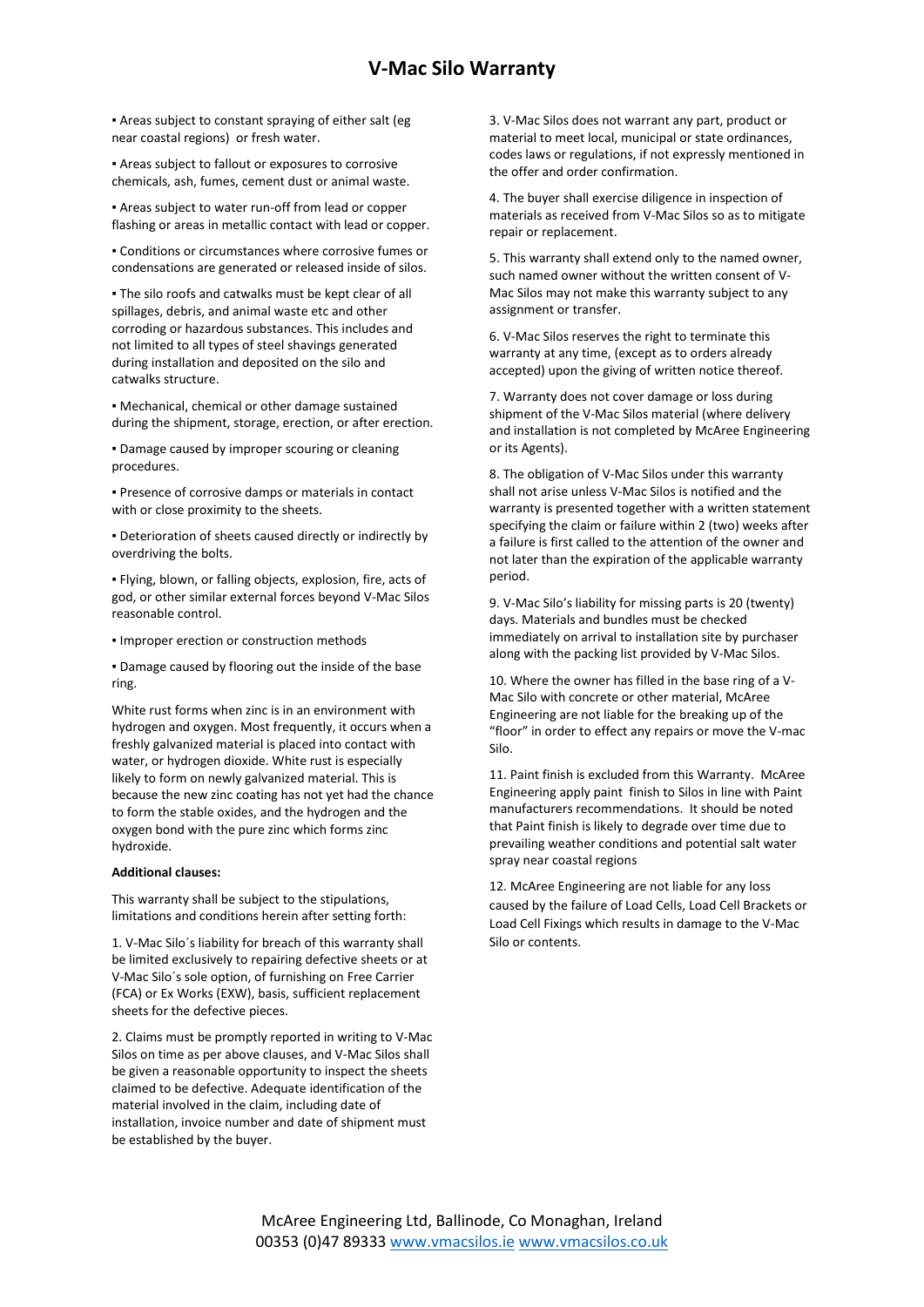# V-Mac Silo Warranty

- Areas subject to constant spraying of either salt (eg near coastal regions) or fresh water.
- Areas subject to fallout or exposures to corrosive chemicals, ash, fumes, cement dust or animal waste.
- Areas subject to water run-off from lead or copper flashing or areas in metallic contact with lead or copper.
- Conditions or circumstances where corrosive fumes or condensations are generated or released inside of silos.
- The silo roofs and catwalks must be kept clear of all spillages, debris, and animal waste etc and other corroding or hazardous substances. This includes and not limited to all types of steel shavings generated during installation and deposited on the silo and catwalks structure.
- Mechanical, chemical or other damage sustained during the shipment, storage, erection, or after erection.
- Damage caused by improper scouring or cleaning procedures.
- Presence of corrosive damps or materials in contact with or close proximity to the sheets.
- Deterioration of sheets caused directly or indirectly by overdriving the bolts.
- Flying, blown, or falling objects, explosion, fire, acts of god, or other similar external forces beyond V-Mac Silos reasonable control.
- Improper erection or construction methods
- Damage caused by flooring out the inside of the base ring.

White rust forms when zinc is in an environment with hydrogen and oxygen. Most frequently, it occurs when a freshly galvanized material is placed into contact with water, or hydrogen dioxide. White rust is especially likely to form on newly galvanized material. This is because the new zinc coating has not yet had the chance to form the stable oxides, and the hydrogen and the oxygen bond with the pure zinc which forms zinc hydroxide.

**Additional clauses:**

This warranty shall be subject to the stipulations, limitations and conditions herein after setting forth:

1. V-Mac Silo´s liability for breach of this warranty shall be limited exclusively to repairing defective sheets or at V-Mac Silo´s sole option, of furnishing on Free Carrier (FCA) or Ex Works (EXW), basis, sufficient replacement sheets for the defective pieces.

2. Claims must be promptly reported in writing to V-Mac Silos on time as per above clauses, and V-Mac Silos shall be given a reasonable opportunity to inspect the sheets claimed to be defective. Adequate identification of the material involved in the claim, including date of installation, invoice number and date of shipment must be established by the buyer.

3. V-Mac Silos does not warrant any part, product or material to meet local, municipal or state ordinances, codes laws or regulations, if not expressly mentioned in the offer and order confirmation.

4. The buyer shall exercise diligence in inspection of materials as received from V-Mac Silos so as to mitigate repair or replacement.

5. This warranty shall extend only to the named owner, such named owner without the written consent of V-Mac Silos may not make this warranty subject to any assignment or transfer.

6. V-Mac Silos reserves the right to terminate this warranty at any time, (except as to orders already accepted) upon the giving of written notice thereof.

7. Warranty does not cover damage or loss during shipment of the V-Mac Silos material (where delivery and installation is not completed by McAree Engineering or its Agents).

8. The obligation of V-Mac Silos under this warranty shall not arise unless V-Mac Silos is notified and the warranty is presented together with a written statement specifying the claim or failure within 2 (two) weeks after a failure is first called to the attention of the owner and not later than the expiration of the applicable warranty period.

9. V-Mac Silo's liability for missing parts is 20 (twenty) days. Materials and bundles must be checked immediately on arrival to installation site by purchaser along with the packing list provided by V-Mac Silos.

10. Where the owner has filled in the base ring of a V-Mac Silo with concrete or other material, McAree Engineering are not liable for the breaking up of the "floor" in order to effect any repairs or move the V-mac Silo.

11. Paint finish is excluded from this Warranty. McAree Engineering apply paint finish to Silos in line with Paint manufacturers recommendations. It should be noted that Paint finish is likely to degrade over time due to prevailing weather conditions and potential salt water spray near coastal regions

12. McAree Engineering are not liable for any loss caused by the failure of Load Cells, Load Cell Brackets or Load Cell Fixings which results in damage to the V-Mac Silo or contents.

McAree Engineering Ltd, Ballinode, Co Monaghan, Ireland
00353 (0)47 89333 www.vmacsilos.ie www.vmacsilos.co.uk